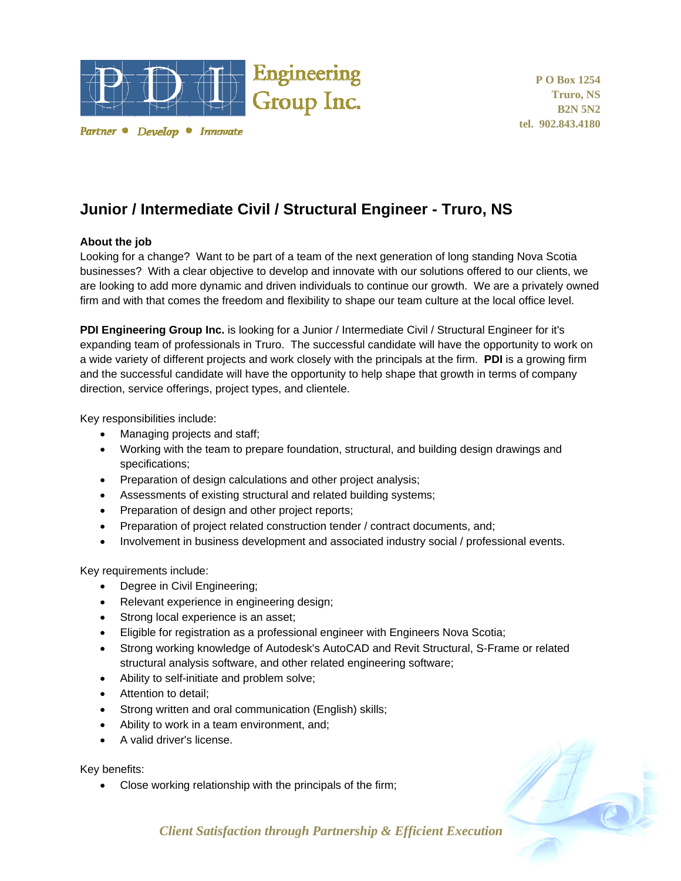PDI Engineering Group Inc.

Partner • Develop • Innovate

P O Box 1254
Truro, NS
B2N 5N2
tel. 902.843.4180

# Junior / Intermediate Civil / Structural Engineer - Truro, NS

**About the job**

Looking for a change? Want to be part of a team of the next generation of long standing Nova Scotia businesses? With a clear objective to develop and innovate with our solutions offered to our clients, we are looking to add more dynamic and driven individuals to continue our growth. We are a privately owned firm and with that comes the freedom and flexibility to shape our team culture at the local office level.

**PDI Engineering Group Inc.** is looking for a Junior / Intermediate Civil / Structural Engineer for it's expanding team of professionals in Truro. The successful candidate will have the opportunity to work on a wide variety of different projects and work closely with the principals at the firm. **PDI** is a growing firm and the successful candidate will have the opportunity to help shape that growth in terms of company direction, service offerings, project types, and clientele.

Key responsibilities include:

- Managing projects and staff;
- Working with the team to prepare foundation, structural, and building design drawings and specifications;
- Preparation of design calculations and other project analysis;
- Assessments of existing structural and related building systems;
- Preparation of design and other project reports;
- Preparation of project related construction tender / contract documents, and;
- Involvement in business development and associated industry social / professional events.

Key requirements include:

- Degree in Civil Engineering;
- Relevant experience in engineering design;
- Strong local experience is an asset;
- Eligible for registration as a professional engineer with Engineers Nova Scotia;
- Strong working knowledge of Autodesk's AutoCAD and Revit Structural, S-Frame or related structural analysis software, and other related engineering software;
- Ability to self-initiate and problem solve;
- Attention to detail;
- Strong written and oral communication (English) skills;
- Ability to work in a team environment, and;
- A valid driver's license.

Key benefits:

- Close working relationship with the principals of the firm;

*Client Satisfaction through Partnership & Efficient Execution*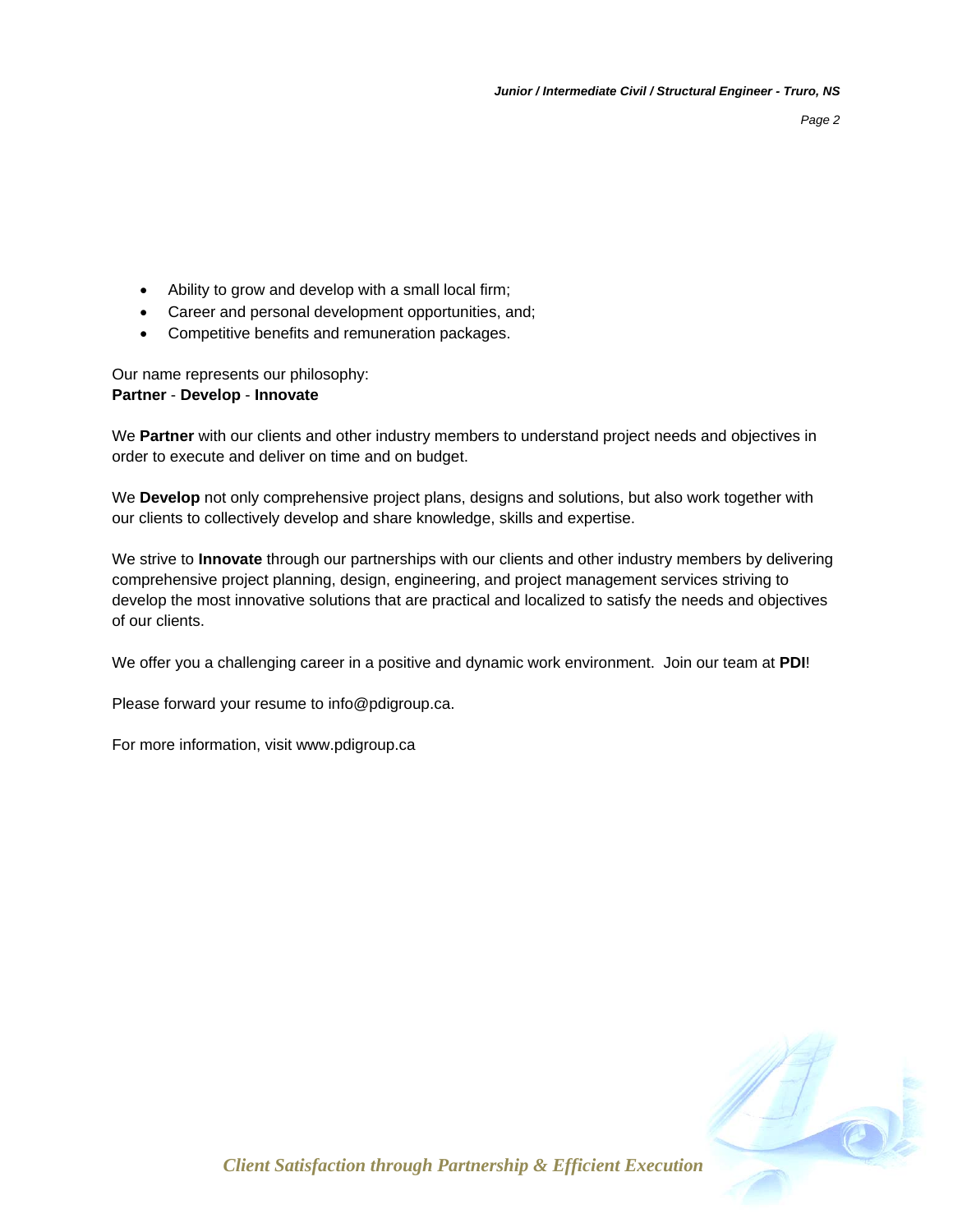- Ability to grow and develop with a small local firm;
- Career and personal development opportunities, and;
- Competitive benefits and remuneration packages.

Our name represents our philosophy:
**Partner** - **Develop** - **Innovate**

We **Partner** with our clients and other industry members to understand project needs and objectives in order to execute and deliver on time and on budget.

We **Develop** not only comprehensive project plans, designs and solutions, but also work together with our clients to collectively develop and share knowledge, skills and expertise.

We strive to **Innovate** through our partnerships with our clients and other industry members by delivering comprehensive project planning, design, engineering, and project management services striving to develop the most innovative solutions that are practical and localized to satisfy the needs and objectives of our clients.

We offer you a challenging career in a positive and dynamic work environment. Join our team at **PDI**!

Please forward your resume to info@pdigroup.ca.

For more information, visit www.pdigroup.ca